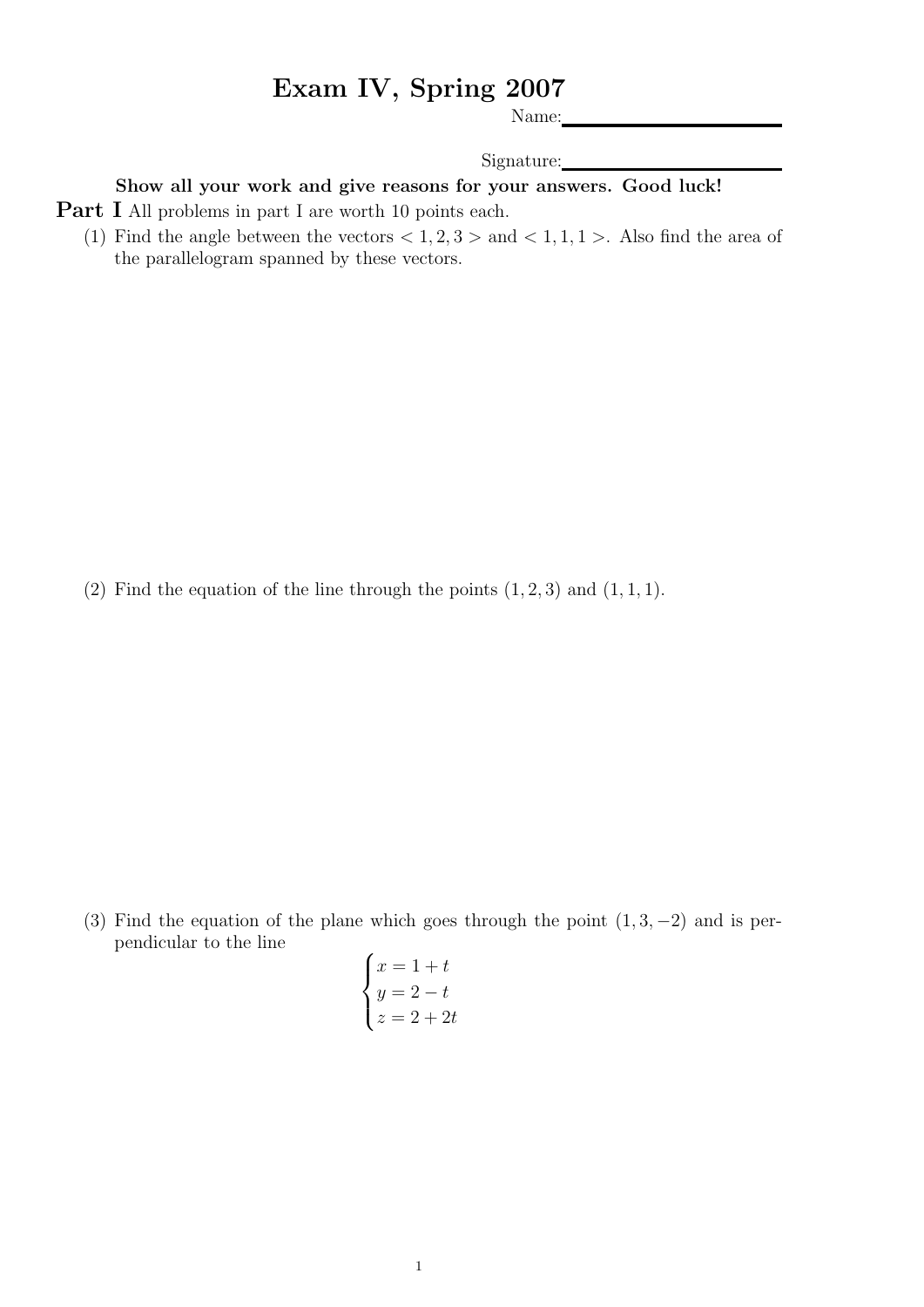# Exam IV, Spring 2007

Name:\_\_\_\_\_\_\_\_\_\_\_\_\_\_\_\_\_\_\_\_\_\_

Signature:\_\_\_\_\_\_\_\_\_\_\_\_\_\_\_\_\_\_\_\_\_\_

**Show all your work and give reasons for your answers. Good luck!**

**Part I** All problems in part I are worth 10 points each.

(1) Find the angle between the vectors $< 1, 2, 3 >$ and $< 1, 1, 1 >$. Also find the area of the parallelogram spanned by these vectors.

(2) Find the equation of the line through the points $(1, 2, 3)$ and $(1, 1, 1)$.

(3) Find the equation of the plane which goes through the point $(1, 3, -2)$ and is perpendicular to the line

$$\begin{cases} x = 1 + t \\ y = 2 - t \\ z = 2 + 2t \end{cases}$$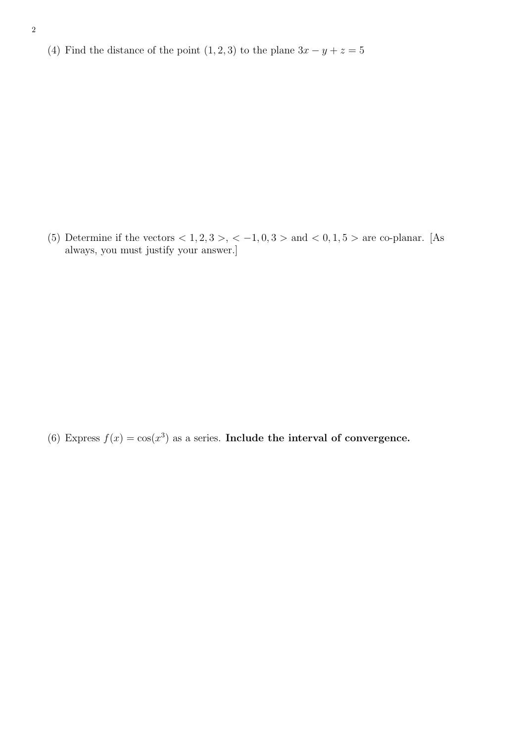(4) Find the distance of the point $(1, 2, 3)$ to the plane $3x - y + z = 5$

(5) Determine if the vectors $< 1, 2, 3 >$, $< -1, 0, 3 >$ and $< 0, 1, 5 >$ are co-planar. [As always, you must justify your answer.]

(6) Express $f(x) = \cos(x^3)$ as a series. **Include the interval of convergence.**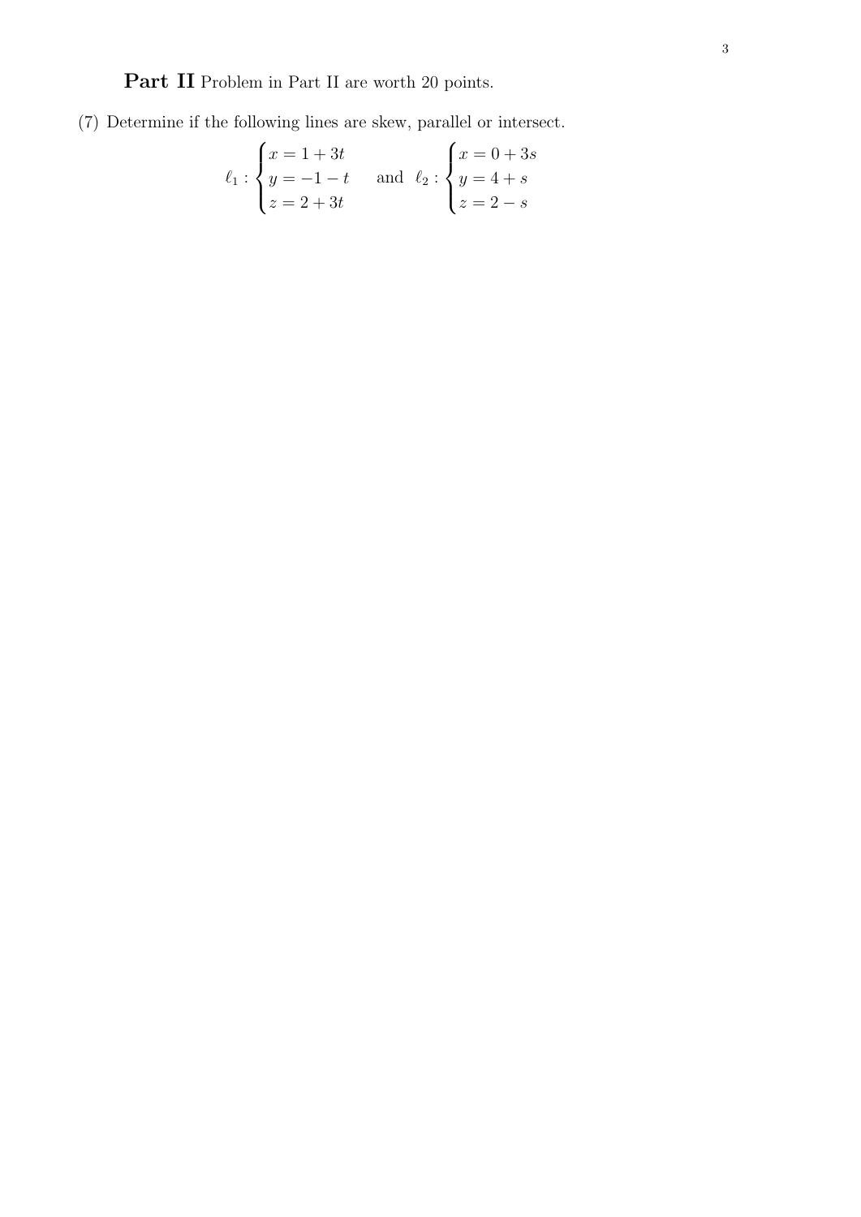**Part II** Problem in Part II are worth 20 points.

(7) Determine if the following lines are skew, parallel or intersect.

$$\ell_1 : \begin{cases} x = 1 + 3t \\ y = -1 - t \\ z = 2 + 3t \end{cases} \quad \text{and} \quad \ell_2 : \begin{cases} x = 0 + 3s \\ y = 4 + s \\ z = 2 - s \end{cases}$$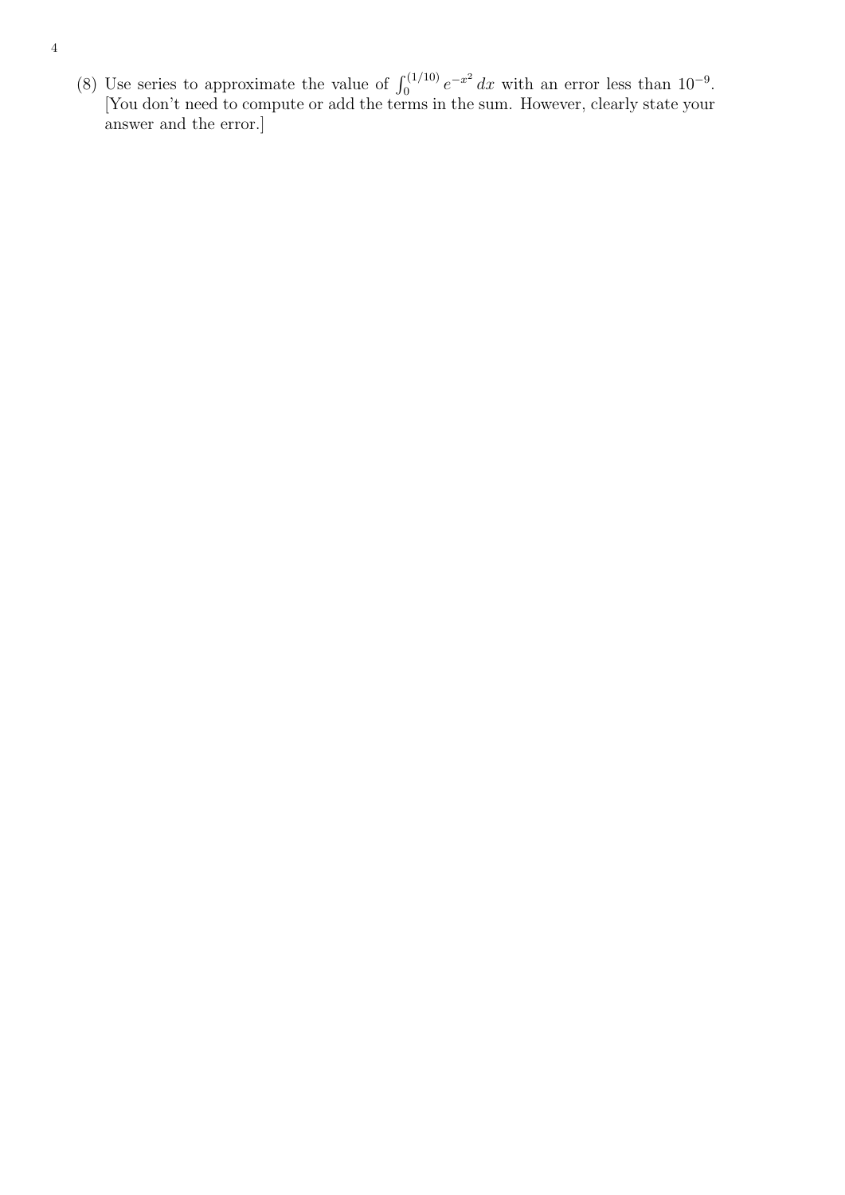(8) Use series to approximate the value of $\int_0^{(1/10)} e^{-x^2}\, dx$ with an error less than $10^{-9}$. [You don't need to compute or add the terms in the sum. However, clearly state your answer and the error.]